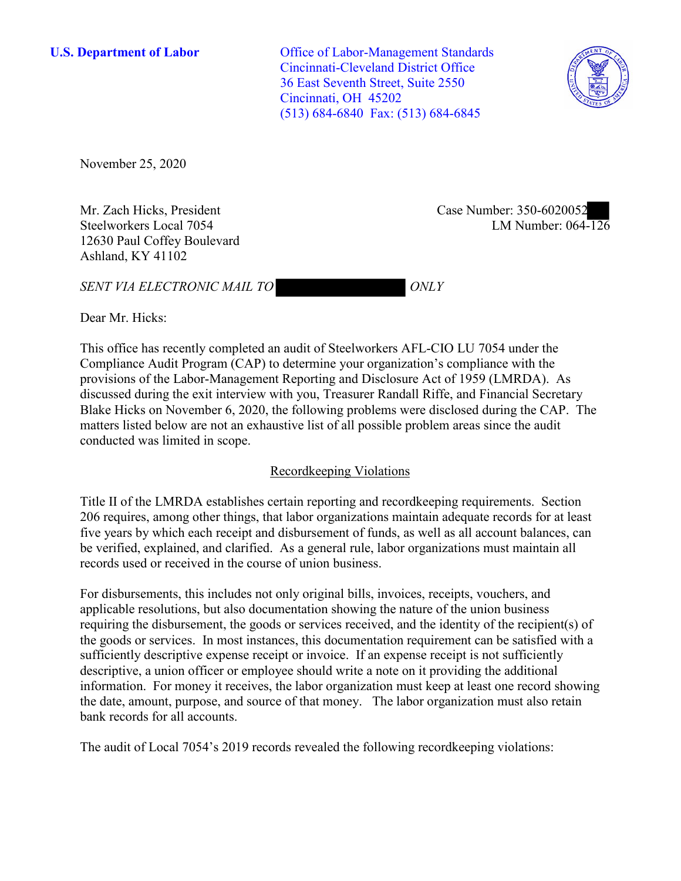**U.S. Department of Labor**

Office of Labor-Management Standards
Cincinnati-Cleveland District Office
36 East Seventh Street, Suite 2550
Cincinnati, OH 45202
(513) 684-6840 Fax: (513) 684-6845

November 25, 2020

Mr. Zach Hicks, President
Steelworkers Local 7054
12630 Paul Coffey Boulevard
Ashland, KY 41102

Case Number: 350-6020052
LM Number: 064-126

*SENT VIA ELECTRONIC MAIL TO ONLY*

Dear Mr. Hicks:

This office has recently completed an audit of Steelworkers AFL-CIO LU 7054 under the Compliance Audit Program (CAP) to determine your organization's compliance with the provisions of the Labor-Management Reporting and Disclosure Act of 1959 (LMRDA). As discussed during the exit interview with you, Treasurer Randall Riffe, and Financial Secretary Blake Hicks on November 6, 2020, the following problems were disclosed during the CAP. The matters listed below are not an exhaustive list of all possible problem areas since the audit conducted was limited in scope.

## Recordkeeping Violations

Title II of the LMRDA establishes certain reporting and recordkeeping requirements. Section 206 requires, among other things, that labor organizations maintain adequate records for at least five years by which each receipt and disbursement of funds, as well as all account balances, can be verified, explained, and clarified. As a general rule, labor organizations must maintain all records used or received in the course of union business.

For disbursements, this includes not only original bills, invoices, receipts, vouchers, and applicable resolutions, but also documentation showing the nature of the union business requiring the disbursement, the goods or services received, and the identity of the recipient(s) of the goods or services. In most instances, this documentation requirement can be satisfied with a sufficiently descriptive expense receipt or invoice. If an expense receipt is not sufficiently descriptive, a union officer or employee should write a note on it providing the additional information. For money it receives, the labor organization must keep at least one record showing the date, amount, purpose, and source of that money. The labor organization must also retain bank records for all accounts.

The audit of Local 7054's 2019 records revealed the following recordkeeping violations: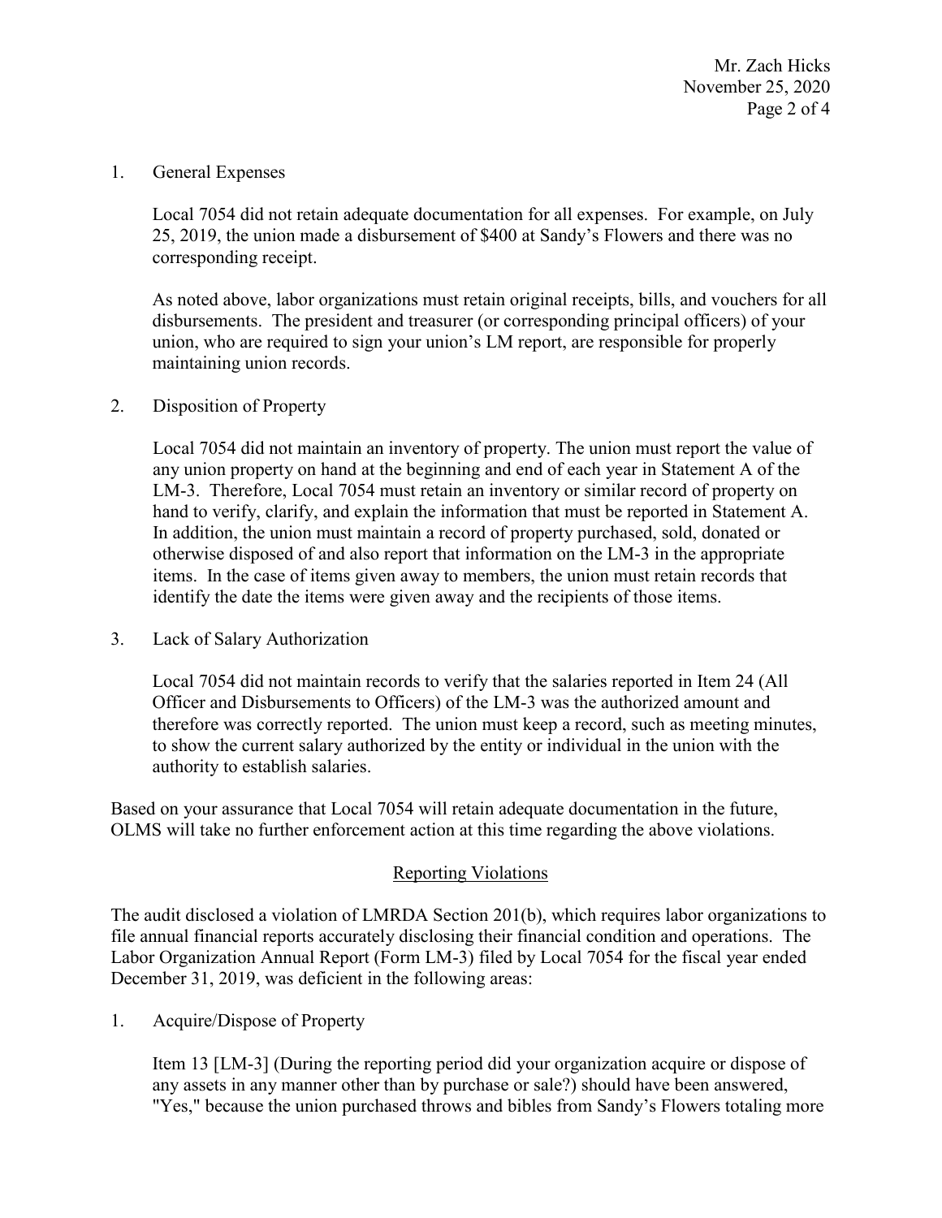1. General Expenses

   Local 7054 did not retain adequate documentation for all expenses. For example, on July 25, 2019, the union made a disbursement of $400 at Sandy's Flowers and there was no corresponding receipt.

   As noted above, labor organizations must retain original receipts, bills, and vouchers for all disbursements. The president and treasurer (or corresponding principal officers) of your union, who are required to sign your union's LM report, are responsible for properly maintaining union records.

2. Disposition of Property

   Local 7054 did not maintain an inventory of property. The union must report the value of any union property on hand at the beginning and end of each year in Statement A of the LM-3. Therefore, Local 7054 must retain an inventory or similar record of property on hand to verify, clarify, and explain the information that must be reported in Statement A. In addition, the union must maintain a record of property purchased, sold, donated or otherwise disposed of and also report that information on the LM-3 in the appropriate items. In the case of items given away to members, the union must retain records that identify the date the items were given away and the recipients of those items.

3. Lack of Salary Authorization

   Local 7054 did not maintain records to verify that the salaries reported in Item 24 (All Officer and Disbursements to Officers) of the LM-3 was the authorized amount and therefore was correctly reported. The union must keep a record, such as meeting minutes, to show the current salary authorized by the entity or individual in the union with the authority to establish salaries.

Based on your assurance that Local 7054 will retain adequate documentation in the future, OLMS will take no further enforcement action at this time regarding the above violations.

## Reporting Violations

The audit disclosed a violation of LMRDA Section 201(b), which requires labor organizations to file annual financial reports accurately disclosing their financial condition and operations. The Labor Organization Annual Report (Form LM-3) filed by Local 7054 for the fiscal year ended December 31, 2019, was deficient in the following areas:

1. Acquire/Dispose of Property

   Item 13 [LM-3] (During the reporting period did your organization acquire or dispose of any assets in any manner other than by purchase or sale?) should have been answered, "Yes," because the union purchased throws and bibles from Sandy's Flowers totaling more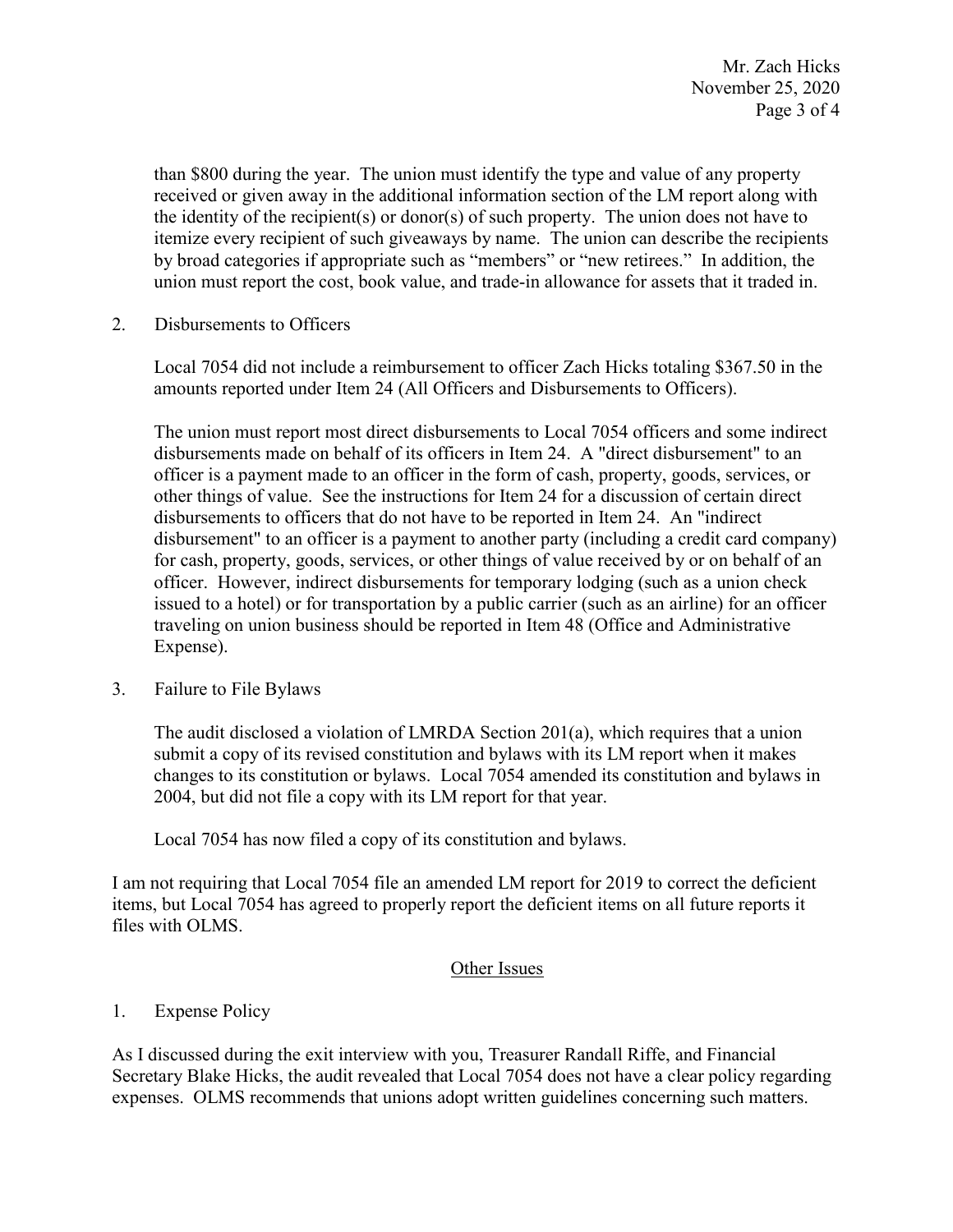than $800 during the year. The union must identify the type and value of any property received or given away in the additional information section of the LM report along with the identity of the recipient(s) or donor(s) of such property. The union does not have to itemize every recipient of such giveaways by name. The union can describe the recipients by broad categories if appropriate such as "members" or "new retirees." In addition, the union must report the cost, book value, and trade-in allowance for assets that it traded in.

2. Disbursements to Officers

   Local 7054 did not include a reimbursement to officer Zach Hicks totaling $367.50 in the amounts reported under Item 24 (All Officers and Disbursements to Officers).

   The union must report most direct disbursements to Local 7054 officers and some indirect disbursements made on behalf of its officers in Item 24. A "direct disbursement" to an officer is a payment made to an officer in the form of cash, property, goods, services, or other things of value. See the instructions for Item 24 for a discussion of certain direct disbursements to officers that do not have to be reported in Item 24. An "indirect disbursement" to an officer is a payment to another party (including a credit card company) for cash, property, goods, services, or other things of value received by or on behalf of an officer. However, indirect disbursements for temporary lodging (such as a union check issued to a hotel) or for transportation by a public carrier (such as an airline) for an officer traveling on union business should be reported in Item 48 (Office and Administrative Expense).

3. Failure to File Bylaws

   The audit disclosed a violation of LMRDA Section 201(a), which requires that a union submit a copy of its revised constitution and bylaws with its LM report when it makes changes to its constitution or bylaws. Local 7054 amended its constitution and bylaws in 2004, but did not file a copy with its LM report for that year.

   Local 7054 has now filed a copy of its constitution and bylaws.

I am not requiring that Local 7054 file an amended LM report for 2019 to correct the deficient items, but Local 7054 has agreed to properly report the deficient items on all future reports it files with OLMS.

## Other Issues

1. Expense Policy

As I discussed during the exit interview with you, Treasurer Randall Riffe, and Financial Secretary Blake Hicks, the audit revealed that Local 7054 does not have a clear policy regarding expenses. OLMS recommends that unions adopt written guidelines concerning such matters.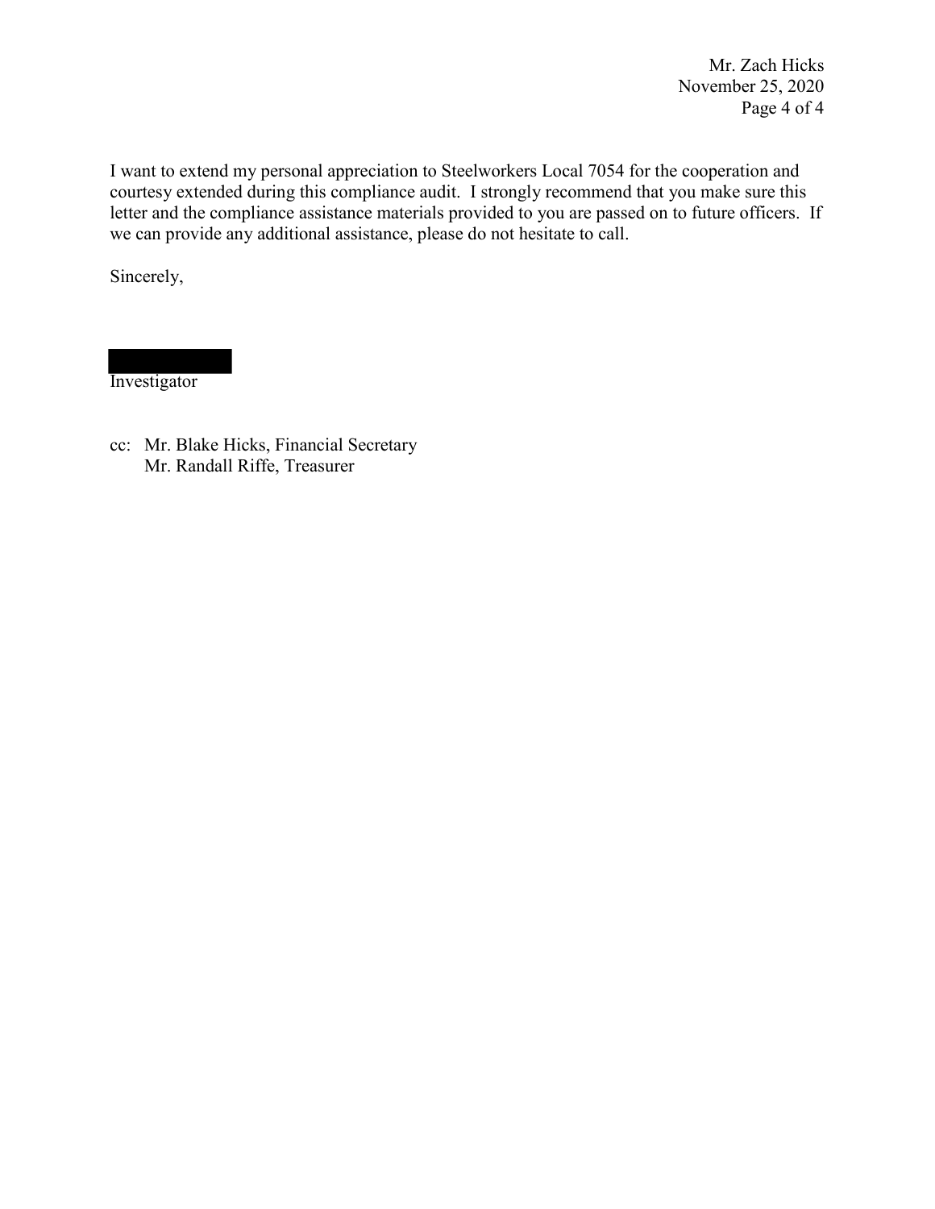I want to extend my personal appreciation to Steelworkers Local 7054 for the cooperation and courtesy extended during this compliance audit. I strongly recommend that you make sure this letter and the compliance assistance materials provided to you are passed on to future officers. If we can provide any additional assistance, please do not hesitate to call.

Sincerely,

Investigator

cc: Mr. Blake Hicks, Financial Secretary
Mr. Randall Riffe, Treasurer